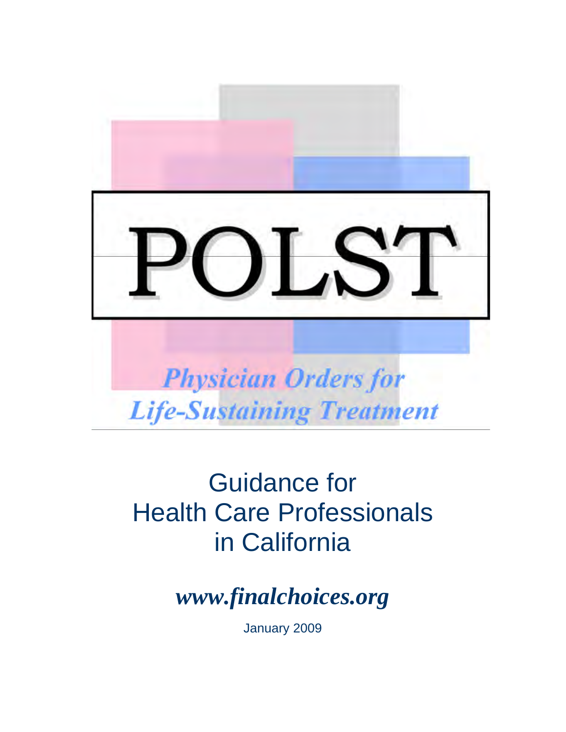# POLST

## *Physician Orders for Life-Sustaining Treatment*

# Guidance for Health Care Professionals in California

***www.finalchoices.org***

January 2009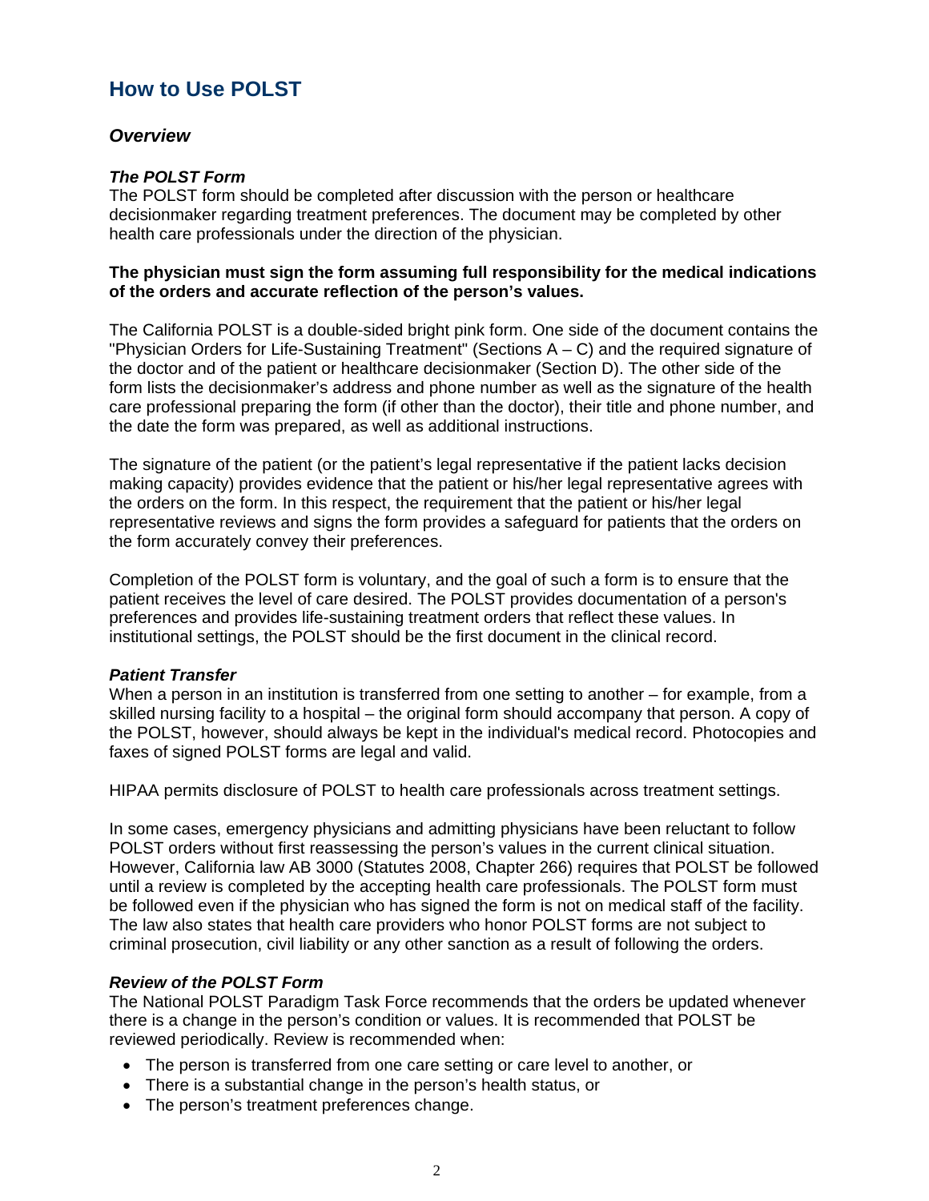# How to Use POLST

## *Overview*

### *The POLST Form*

The POLST form should be completed after discussion with the person or healthcare decisionmaker regarding treatment preferences. The document may be completed by other health care professionals under the direction of the physician.

**The physician must sign the form assuming full responsibility for the medical indications of the orders and accurate reflection of the person's values.**

The California POLST is a double-sided bright pink form. One side of the document contains the "Physician Orders for Life-Sustaining Treatment" (Sections A – C) and the required signature of the doctor and of the patient or healthcare decisionmaker (Section D). The other side of the form lists the decisionmaker's address and phone number as well as the signature of the health care professional preparing the form (if other than the doctor), their title and phone number, and the date the form was prepared, as well as additional instructions.

The signature of the patient (or the patient's legal representative if the patient lacks decision making capacity) provides evidence that the patient or his/her legal representative agrees with the orders on the form. In this respect, the requirement that the patient or his/her legal representative reviews and signs the form provides a safeguard for patients that the orders on the form accurately convey their preferences.

Completion of the POLST form is voluntary, and the goal of such a form is to ensure that the patient receives the level of care desired. The POLST provides documentation of a person's preferences and provides life-sustaining treatment orders that reflect these values. In institutional settings, the POLST should be the first document in the clinical record.

### *Patient Transfer*

When a person in an institution is transferred from one setting to another – for example, from a skilled nursing facility to a hospital – the original form should accompany that person. A copy of the POLST, however, should always be kept in the individual's medical record. Photocopies and faxes of signed POLST forms are legal and valid.

HIPAA permits disclosure of POLST to health care professionals across treatment settings.

In some cases, emergency physicians and admitting physicians have been reluctant to follow POLST orders without first reassessing the person's values in the current clinical situation. However, California law AB 3000 (Statutes 2008, Chapter 266) requires that POLST be followed until a review is completed by the accepting health care professionals. The POLST form must be followed even if the physician who has signed the form is not on medical staff of the facility. The law also states that health care providers who honor POLST forms are not subject to criminal prosecution, civil liability or any other sanction as a result of following the orders.

### *Review of the POLST Form*

The National POLST Paradigm Task Force recommends that the orders be updated whenever there is a change in the person's condition or values. It is recommended that POLST be reviewed periodically. Review is recommended when:

- The person is transferred from one care setting or care level to another, or
- There is a substantial change in the person's health status, or
- The person's treatment preferences change.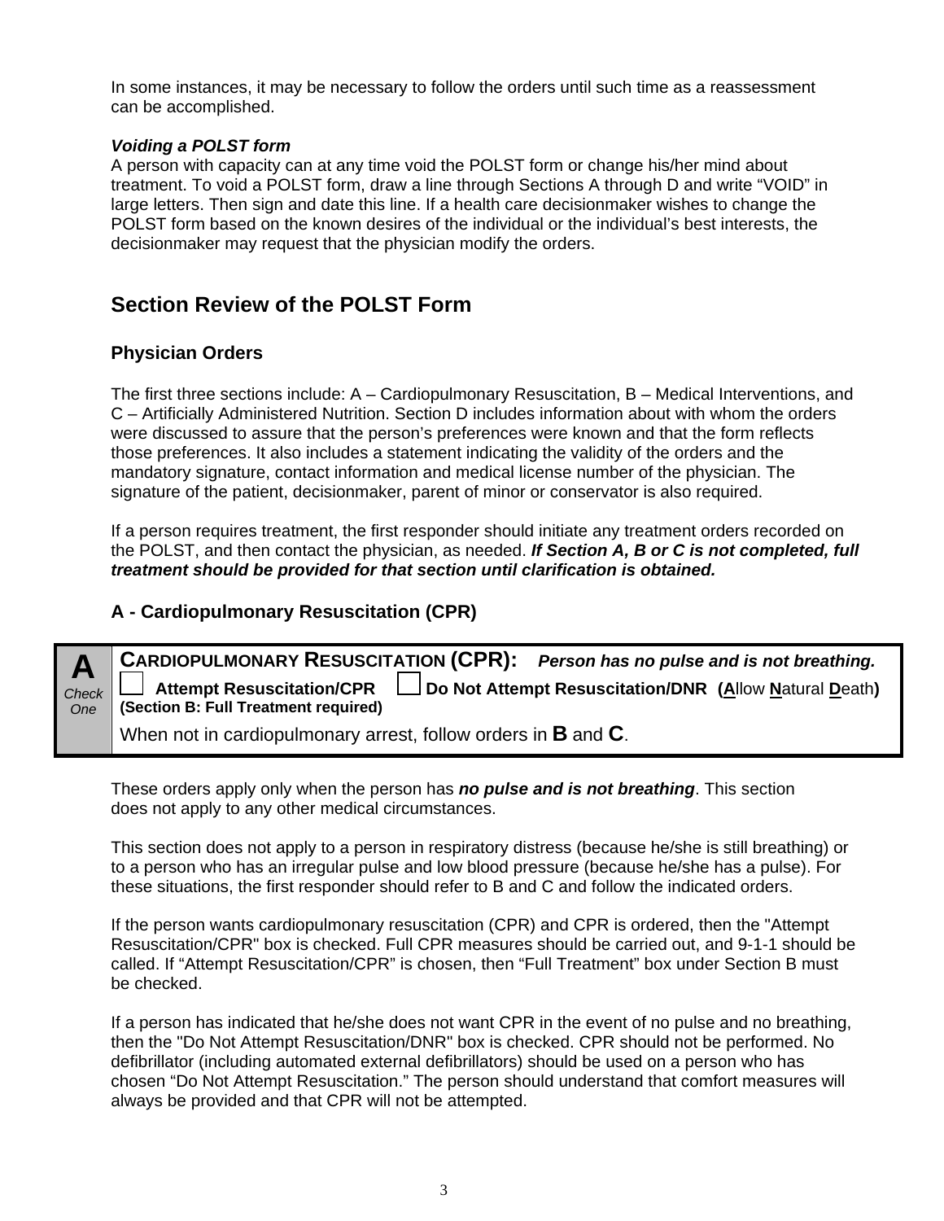In some instances, it may be necessary to follow the orders until such time as a reassessment can be accomplished.

***Voiding a POLST form***

A person with capacity can at any time void the POLST form or change his/her mind about treatment. To void a POLST form, draw a line through Sections A through D and write "VOID" in large letters. Then sign and date this line. If a health care decisionmaker wishes to change the POLST form based on the known desires of the individual or the individual's best interests, the decisionmaker may request that the physician modify the orders.

## Section Review of the POLST Form

### Physician Orders

The first three sections include: A – Cardiopulmonary Resuscitation, B – Medical Interventions, and C – Artificially Administered Nutrition. Section D includes information about with whom the orders were discussed to assure that the person's preferences were known and that the form reflects those preferences. It also includes a statement indicating the validity of the orders and the mandatory signature, contact information and medical license number of the physician. The signature of the patient, decisionmaker, parent of minor or conservator is also required.

If a person requires treatment, the first responder should initiate any treatment orders recorded on the POLST, and then contact the physician, as needed. ***If Section A, B or C is not completed, full treatment should be provided for that section until clarification is obtained.***

### A - Cardiopulmonary Resuscitation (CPR)

| **A** *Check One* | **CARDIOPULMONARY RESUSCITATION (CPR):** ***Person has no pulse and is not breathing.*** <br> ☐ **Attempt Resuscitation/CPR** ☐ **Do Not Attempt Resuscitation/DNR (Allow Natural Death)** <br> **(Section B: Full Treatment required)** <br> When not in cardiopulmonary arrest, follow orders in **B** and **C**. |
|---|---|

These orders apply only when the person has ***no pulse and is not breathing***. This section does not apply to any other medical circumstances.

This section does not apply to a person in respiratory distress (because he/she is still breathing) or to a person who has an irregular pulse and low blood pressure (because he/she has a pulse). For these situations, the first responder should refer to B and C and follow the indicated orders.

If the person wants cardiopulmonary resuscitation (CPR) and CPR is ordered, then the "Attempt Resuscitation/CPR" box is checked. Full CPR measures should be carried out, and 9-1-1 should be called. If "Attempt Resuscitation/CPR" is chosen, then "Full Treatment" box under Section B must be checked.

If a person has indicated that he/she does not want CPR in the event of no pulse and no breathing, then the "Do Not Attempt Resuscitation/DNR" box is checked. CPR should not be performed. No defibrillator (including automated external defibrillators) should be used on a person who has chosen "Do Not Attempt Resuscitation." The person should understand that comfort measures will always be provided and that CPR will not be attempted.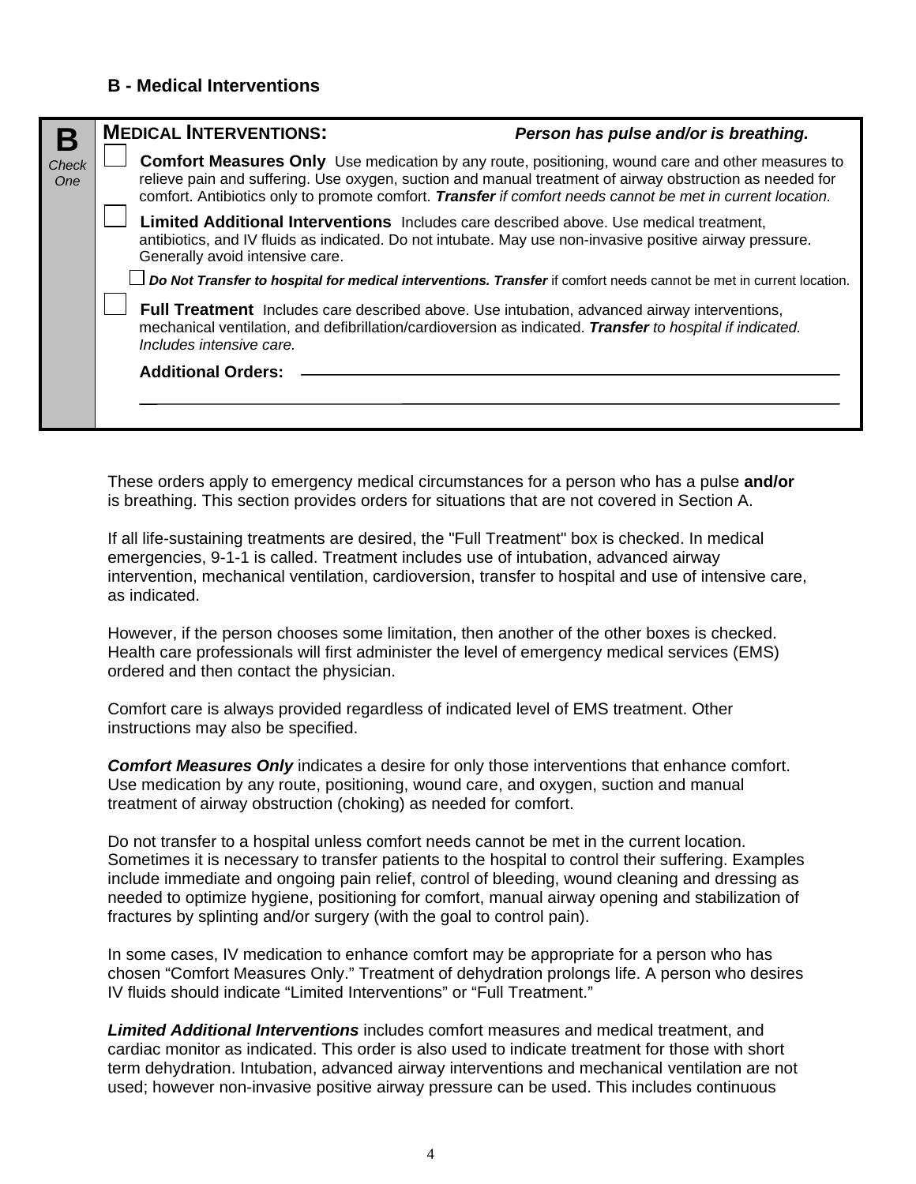### B - Medical Interventions

| **B** *Check One* | **MEDICAL INTERVENTIONS:** ***Person has pulse and/or is breathing.*** |
|---|---|
| | ☐ **Comfort Measures Only** Use medication by any route, positioning, wound care and other measures to relieve pain and suffering. Use oxygen, suction and manual treatment of airway obstruction as needed for comfort. Antibiotics only to promote comfort. ***Transfer*** *if comfort needs cannot be met in current location.* |
| | ☐ **Limited Additional Interventions** Includes care described above. Use medical treatment, antibiotics, and IV fluids as indicated. Do not intubate. May use non-invasive positive airway pressure. Generally avoid intensive care. |
| | ☐ ***Do Not Transfer to hospital for medical interventions. Transfer*** if comfort needs cannot be met in current location. |
| | ☐ **Full Treatment** Includes care described above. Use intubation, advanced airway interventions, mechanical ventilation, and defibrillation/cardioversion as indicated. ***Transfer*** *to hospital if indicated. Includes intensive care.* |
| | **Additional Orders:** ______________________________ |

These orders apply to emergency medical circumstances for a person who has a pulse **and/or** is breathing. This section provides orders for situations that are not covered in Section A.

If all life-sustaining treatments are desired, the "Full Treatment" box is checked. In medical emergencies, 9-1-1 is called. Treatment includes use of intubation, advanced airway intervention, mechanical ventilation, cardioversion, transfer to hospital and use of intensive care, as indicated.

However, if the person chooses some limitation, then another of the other boxes is checked. Health care professionals will first administer the level of emergency medical services (EMS) ordered and then contact the physician.

Comfort care is always provided regardless of indicated level of EMS treatment. Other instructions may also be specified.

***Comfort Measures Only*** indicates a desire for only those interventions that enhance comfort. Use medication by any route, positioning, wound care, and oxygen, suction and manual treatment of airway obstruction (choking) as needed for comfort.

Do not transfer to a hospital unless comfort needs cannot be met in the current location. Sometimes it is necessary to transfer patients to the hospital to control their suffering. Examples include immediate and ongoing pain relief, control of bleeding, wound cleaning and dressing as needed to optimize hygiene, positioning for comfort, manual airway opening and stabilization of fractures by splinting and/or surgery (with the goal to control pain).

In some cases, IV medication to enhance comfort may be appropriate for a person who has chosen "Comfort Measures Only." Treatment of dehydration prolongs life. A person who desires IV fluids should indicate "Limited Interventions" or "Full Treatment."

***Limited Additional Interventions*** includes comfort measures and medical treatment, and cardiac monitor as indicated. This order is also used to indicate treatment for those with short term dehydration. Intubation, advanced airway interventions and mechanical ventilation are not used; however non-invasive positive airway pressure can be used. This includes continuous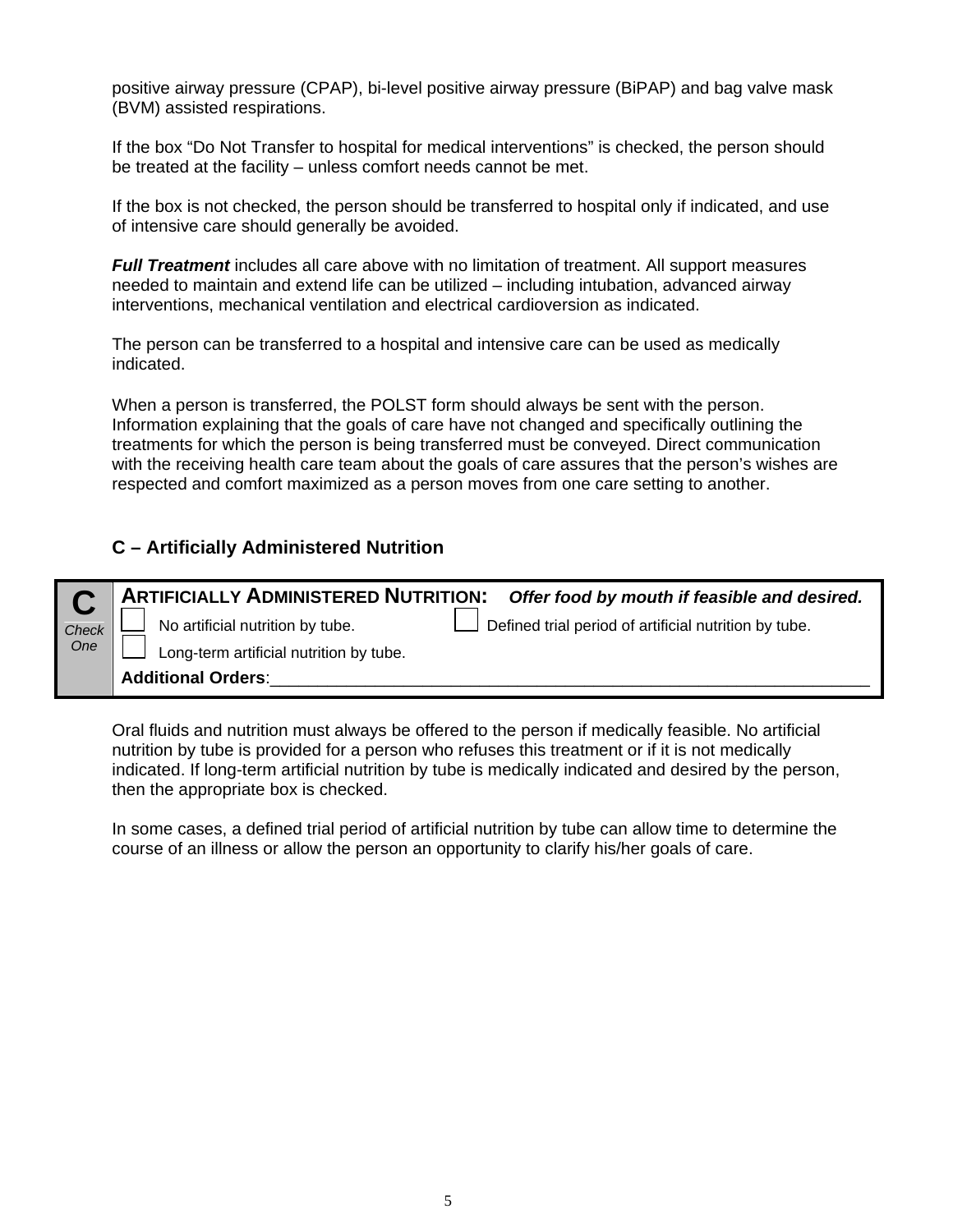positive airway pressure (CPAP), bi-level positive airway pressure (BiPAP) and bag valve mask (BVM) assisted respirations.

If the box "Do Not Transfer to hospital for medical interventions" is checked, the person should be treated at the facility – unless comfort needs cannot be met.

If the box is not checked, the person should be transferred to hospital only if indicated, and use of intensive care should generally be avoided.

***Full Treatment*** includes all care above with no limitation of treatment. All support measures needed to maintain and extend life can be utilized – including intubation, advanced airway interventions, mechanical ventilation and electrical cardioversion as indicated.

The person can be transferred to a hospital and intensive care can be used as medically indicated.

When a person is transferred, the POLST form should always be sent with the person. Information explaining that the goals of care have not changed and specifically outlining the treatments for which the person is being transferred must be conveyed. Direct communication with the receiving health care team about the goals of care assures that the person's wishes are respected and comfort maximized as a person moves from one care setting to another.

## C – Artificially Administered Nutrition

| **C** *Check One* | **ARTIFICIALLY ADMINISTERED NUTRITION:** ***Offer food by mouth if feasible and desired.*** |
|---|---|
| | ☐ No artificial nutrition by tube. ☐ Defined trial period of artificial nutrition by tube. |
| | ☐ Long-term artificial nutrition by tube. |
| | **Additional Orders**:________________________________________________ |

Oral fluids and nutrition must always be offered to the person if medically feasible. No artificial nutrition by tube is provided for a person who refuses this treatment or if it is not medically indicated. If long-term artificial nutrition by tube is medically indicated and desired by the person, then the appropriate box is checked.

In some cases, a defined trial period of artificial nutrition by tube can allow time to determine the course of an illness or allow the person an opportunity to clarify his/her goals of care.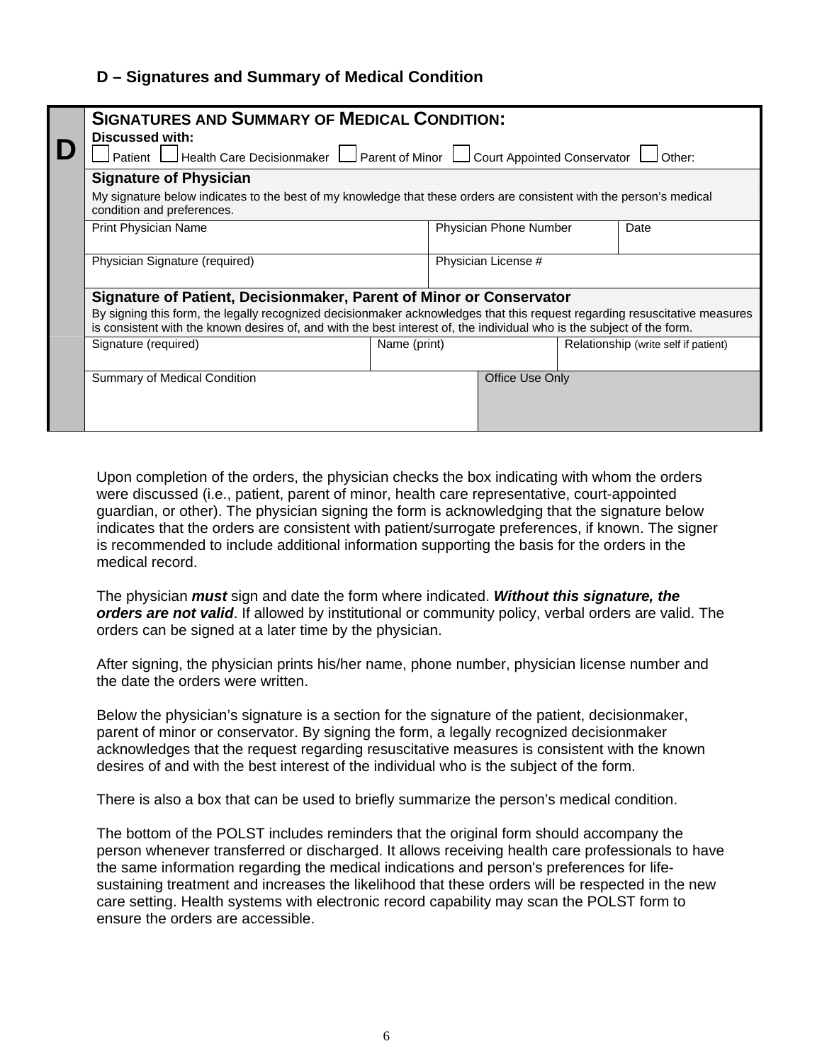## D – Signatures and Summary of Medical Condition

| D | **SIGNATURES AND SUMMARY OF MEDICAL CONDITION:** | | | |
|---|---|---|---|---|
| | **Discussed with:** ☐ Patient ☐ Health Care Decisionmaker ☐ Parent of Minor ☐ Court Appointed Conservator ☐ Other: | | | |
| | **Signature of Physician** | | | |
| | My signature below indicates to the best of my knowledge that these orders are consistent with the person's medical condition and preferences. | | | |
| | Print Physician Name | Physician Phone Number | | Date |
| | Physician Signature (required) | Physician License # | | |
| | **Signature of Patient, Decisionmaker, Parent of Minor or Conservator** | | | |
| | By signing this form, the legally recognized decisionmaker acknowledges that this request regarding resuscitative measures is consistent with the known desires of, and with the best interest of, the individual who is the subject of the form. | | | |
| | Signature (required) | Name (print) | | Relationship (write self if patient) |
| | Summary of Medical Condition | | Office Use Only | |

Upon completion of the orders, the physician checks the box indicating with whom the orders were discussed (i.e., patient, parent of minor, health care representative, court-appointed guardian, or other). The physician signing the form is acknowledging that the signature below indicates that the orders are consistent with patient/surrogate preferences, if known. The signer is recommended to include additional information supporting the basis for the orders in the medical record.

The physician ***must*** sign and date the form where indicated. ***Without this signature, the orders are not valid***. If allowed by institutional or community policy, verbal orders are valid. The orders can be signed at a later time by the physician.

After signing, the physician prints his/her name, phone number, physician license number and the date the orders were written.

Below the physician's signature is a section for the signature of the patient, decisionmaker, parent of minor or conservator. By signing the form, a legally recognized decisionmaker acknowledges that the request regarding resuscitative measures is consistent with the known desires of and with the best interest of the individual who is the subject of the form.

There is also a box that can be used to briefly summarize the person's medical condition.

The bottom of the POLST includes reminders that the original form should accompany the person whenever transferred or discharged. It allows receiving health care professionals to have the same information regarding the medical indications and person's preferences for life-sustaining treatment and increases the likelihood that these orders will be respected in the new care setting. Health systems with electronic record capability may scan the POLST form to ensure the orders are accessible.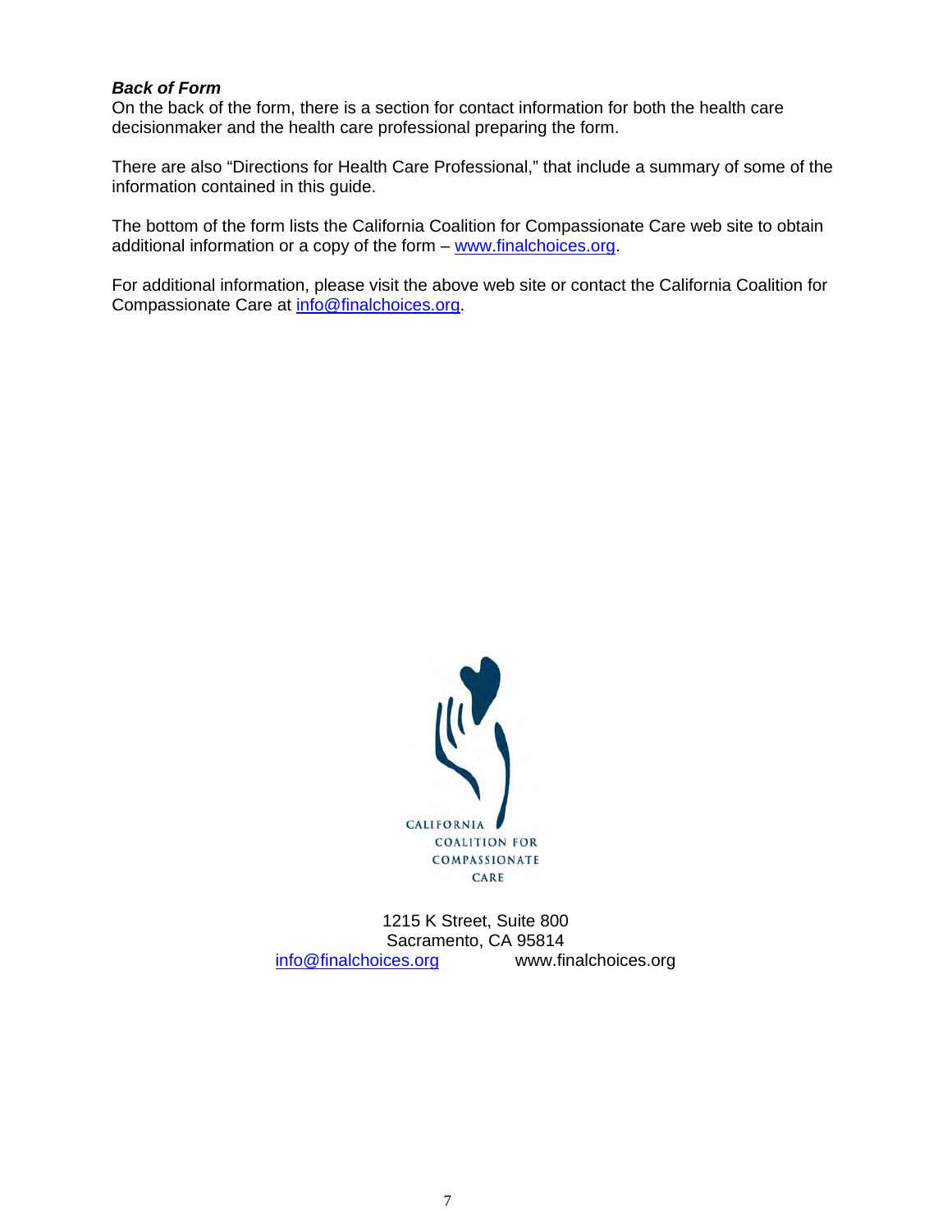***Back of Form***
On the back of the form, there is a section for contact information for both the health care decisionmaker and the health care professional preparing the form.

There are also "Directions for Health Care Professional," that include a summary of some of the information contained in this guide.

The bottom of the form lists the California Coalition for Compassionate Care web site to obtain additional information or a copy of the form – www.finalchoices.org.

For additional information, please visit the above web site or contact the California Coalition for Compassionate Care at info@finalchoices.org.

CALIFORNIA
COALITION FOR
COMPASSIONATE
CARE

1215 K Street, Suite 800
Sacramento, CA 95814
info@finalchoices.org www.finalchoices.org